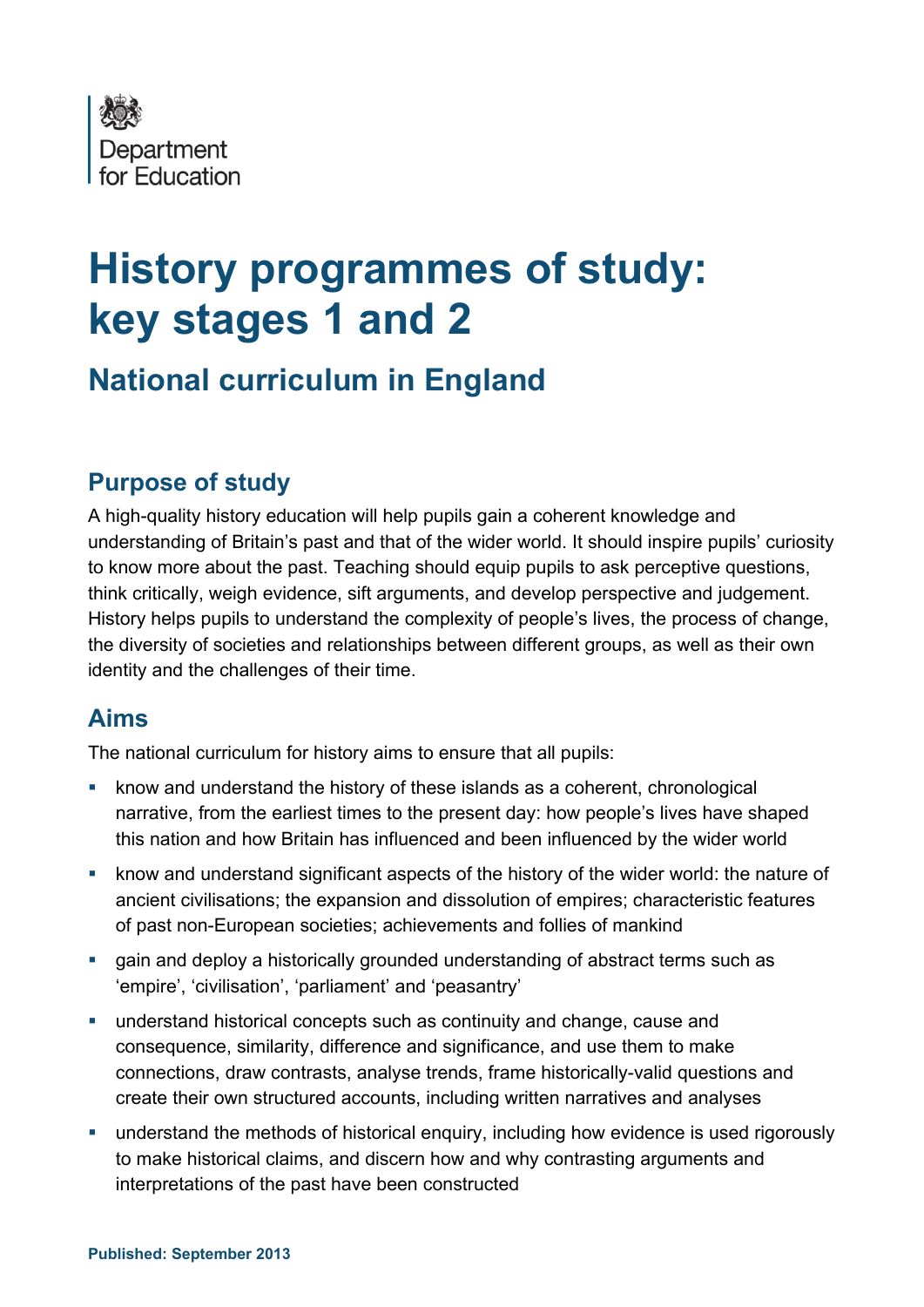Department
for Education

# History programmes of study: key stages 1 and 2

## National curriculum in England

### Purpose of study

A high-quality history education will help pupils gain a coherent knowledge and understanding of Britain's past and that of the wider world. It should inspire pupils' curiosity to know more about the past. Teaching should equip pupils to ask perceptive questions, think critically, weigh evidence, sift arguments, and develop perspective and judgement. History helps pupils to understand the complexity of people's lives, the process of change, the diversity of societies and relationships between different groups, as well as their own identity and the challenges of their time.

### Aims

The national curriculum for history aims to ensure that all pupils:

- know and understand the history of these islands as a coherent, chronological narrative, from the earliest times to the present day: how people's lives have shaped this nation and how Britain has influenced and been influenced by the wider world
- know and understand significant aspects of the history of the wider world: the nature of ancient civilisations; the expansion and dissolution of empires; characteristic features of past non-European societies; achievements and follies of mankind
- gain and deploy a historically grounded understanding of abstract terms such as 'empire', 'civilisation', 'parliament' and 'peasantry'
- understand historical concepts such as continuity and change, cause and consequence, similarity, difference and significance, and use them to make connections, draw contrasts, analyse trends, frame historically-valid questions and create their own structured accounts, including written narratives and analyses
- understand the methods of historical enquiry, including how evidence is used rigorously to make historical claims, and discern how and why contrasting arguments and interpretations of the past have been constructed

**Published: September 2013**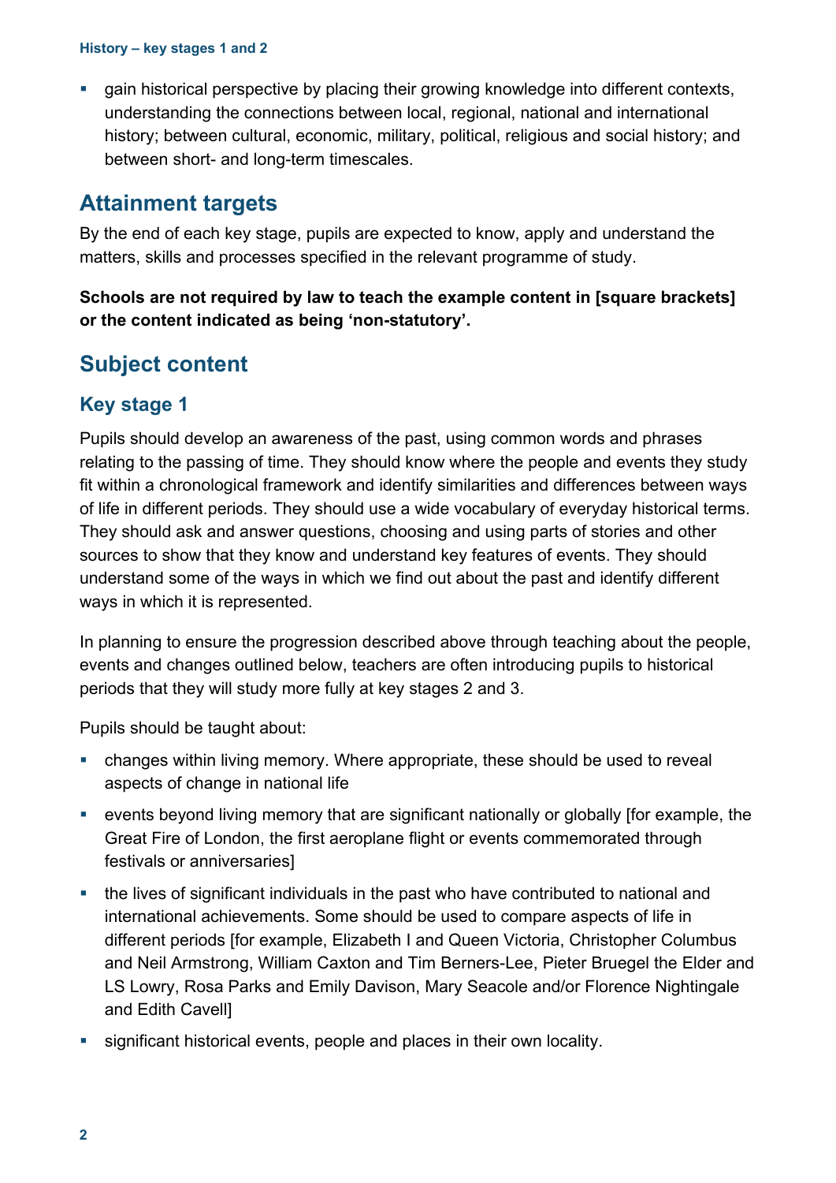- gain historical perspective by placing their growing knowledge into different contexts, understanding the connections between local, regional, national and international history; between cultural, economic, military, political, religious and social history; and between short- and long-term timescales.

## Attainment targets

By the end of each key stage, pupils are expected to know, apply and understand the matters, skills and processes specified in the relevant programme of study.

**Schools are not required by law to teach the example content in [square brackets] or the content indicated as being 'non-statutory'.**

## Subject content

### Key stage 1

Pupils should develop an awareness of the past, using common words and phrases relating to the passing of time. They should know where the people and events they study fit within a chronological framework and identify similarities and differences between ways of life in different periods. They should use a wide vocabulary of everyday historical terms. They should ask and answer questions, choosing and using parts of stories and other sources to show that they know and understand key features of events. They should understand some of the ways in which we find out about the past and identify different ways in which it is represented.

In planning to ensure the progression described above through teaching about the people, events and changes outlined below, teachers are often introducing pupils to historical periods that they will study more fully at key stages 2 and 3.

Pupils should be taught about:

- changes within living memory. Where appropriate, these should be used to reveal aspects of change in national life
- events beyond living memory that are significant nationally or globally [for example, the Great Fire of London, the first aeroplane flight or events commemorated through festivals or anniversaries]
- the lives of significant individuals in the past who have contributed to national and international achievements. Some should be used to compare aspects of life in different periods [for example, Elizabeth I and Queen Victoria, Christopher Columbus and Neil Armstrong, William Caxton and Tim Berners-Lee, Pieter Bruegel the Elder and LS Lowry, Rosa Parks and Emily Davison, Mary Seacole and/or Florence Nightingale and Edith Cavell]
- significant historical events, people and places in their own locality.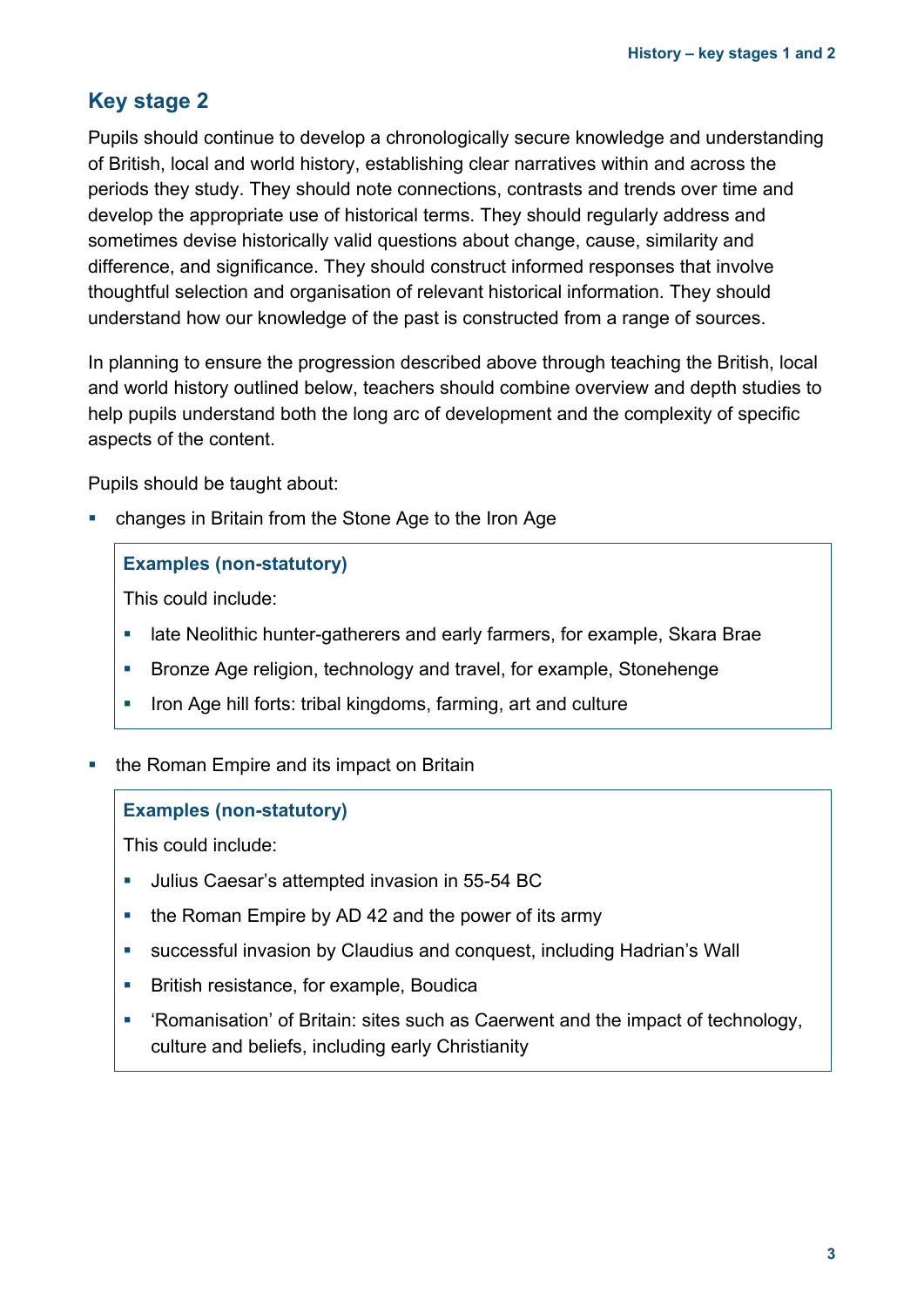## Key stage 2

Pupils should continue to develop a chronologically secure knowledge and understanding of British, local and world history, establishing clear narratives within and across the periods they study. They should note connections, contrasts and trends over time and develop the appropriate use of historical terms. They should regularly address and sometimes devise historically valid questions about change, cause, similarity and difference, and significance. They should construct informed responses that involve thoughtful selection and organisation of relevant historical information. They should understand how our knowledge of the past is constructed from a range of sources.

In planning to ensure the progression described above through teaching the British, local and world history outlined below, teachers should combine overview and depth studies to help pupils understand both the long arc of development and the complexity of specific aspects of the content.

Pupils should be taught about:

- changes in Britain from the Stone Age to the Iron Age

> **Examples (non-statutory)**
>
> This could include:
>
> - late Neolithic hunter-gatherers and early farmers, for example, Skara Brae
> - Bronze Age religion, technology and travel, for example, Stonehenge
> - Iron Age hill forts: tribal kingdoms, farming, art and culture

- the Roman Empire and its impact on Britain

> **Examples (non-statutory)**
>
> This could include:
>
> - Julius Caesar's attempted invasion in 55-54 BC
> - the Roman Empire by AD 42 and the power of its army
> - successful invasion by Claudius and conquest, including Hadrian's Wall
> - British resistance, for example, Boudica
> - 'Romanisation' of Britain: sites such as Caerwent and the impact of technology, culture and beliefs, including early Christianity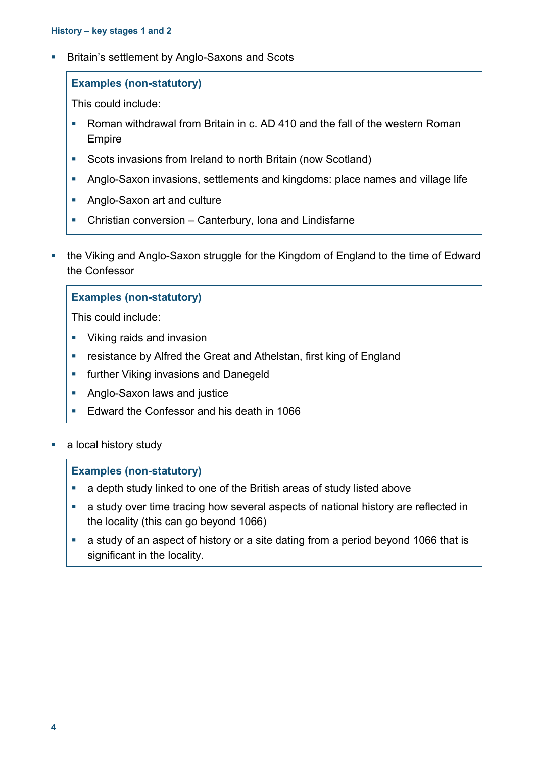- Britain's settlement by Anglo-Saxons and Scots

> **Examples (non-statutory)**
>
> This could include:
>
> - Roman withdrawal from Britain in c. AD 410 and the fall of the western Roman Empire
> - Scots invasions from Ireland to north Britain (now Scotland)
> - Anglo-Saxon invasions, settlements and kingdoms: place names and village life
> - Anglo-Saxon art and culture
> - Christian conversion – Canterbury, Iona and Lindisfarne

- the Viking and Anglo-Saxon struggle for the Kingdom of England to the time of Edward the Confessor

> **Examples (non-statutory)**
>
> This could include:
>
> - Viking raids and invasion
> - resistance by Alfred the Great and Athelstan, first king of England
> - further Viking invasions and Danegeld
> - Anglo-Saxon laws and justice
> - Edward the Confessor and his death in 1066

- a local history study

> **Examples (non-statutory)**
>
> - a depth study linked to one of the British areas of study listed above
> - a study over time tracing how several aspects of national history are reflected in the locality (this can go beyond 1066)
> - a study of an aspect of history or a site dating from a period beyond 1066 that is significant in the locality.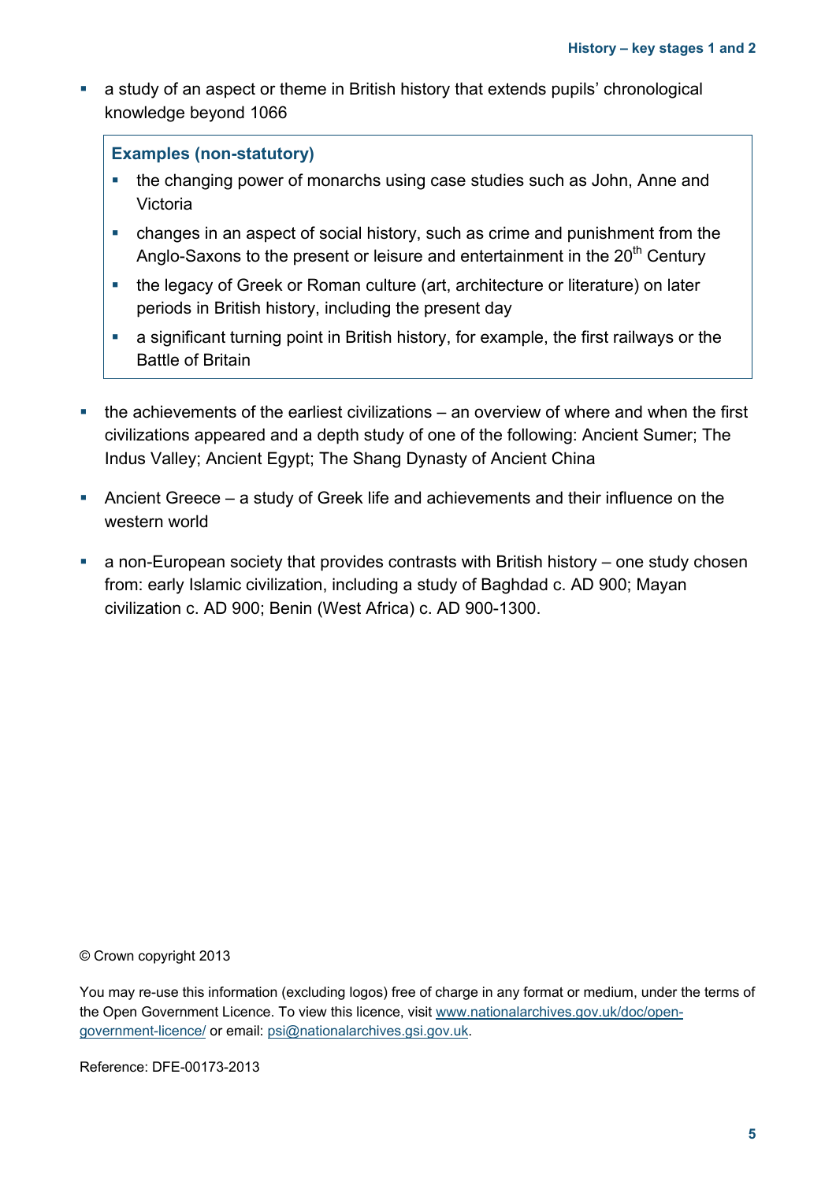- a study of an aspect or theme in British history that extends pupils' chronological knowledge beyond 1066

> **Examples (non-statutory)**
>
> - the changing power of monarchs using case studies such as John, Anne and Victoria
> - changes in an aspect of social history, such as crime and punishment from the Anglo-Saxons to the present or leisure and entertainment in the 20th Century
> - the legacy of Greek or Roman culture (art, architecture or literature) on later periods in British history, including the present day
> - a significant turning point in British history, for example, the first railways or the Battle of Britain

- the achievements of the earliest civilizations – an overview of where and when the first civilizations appeared and a depth study of one of the following: Ancient Sumer; The Indus Valley; Ancient Egypt; The Shang Dynasty of Ancient China

- Ancient Greece – a study of Greek life and achievements and their influence on the western world

- a non-European society that provides contrasts with British history – one study chosen from: early Islamic civilization, including a study of Baghdad c. AD 900; Mayan civilization c. AD 900; Benin (West Africa) c. AD 900-1300.

© Crown copyright 2013

You may re-use this information (excluding logos) free of charge in any format or medium, under the terms of the Open Government Licence. To view this licence, visit [www.nationalarchives.gov.uk/doc/open-government-licence/](http://www.nationalarchives.gov.uk/doc/open-government-licence/) or email: [psi@nationalarchives.gsi.gov.uk](mailto:psi@nationalarchives.gsi.gov.uk).

Reference: DFE-00173-2013